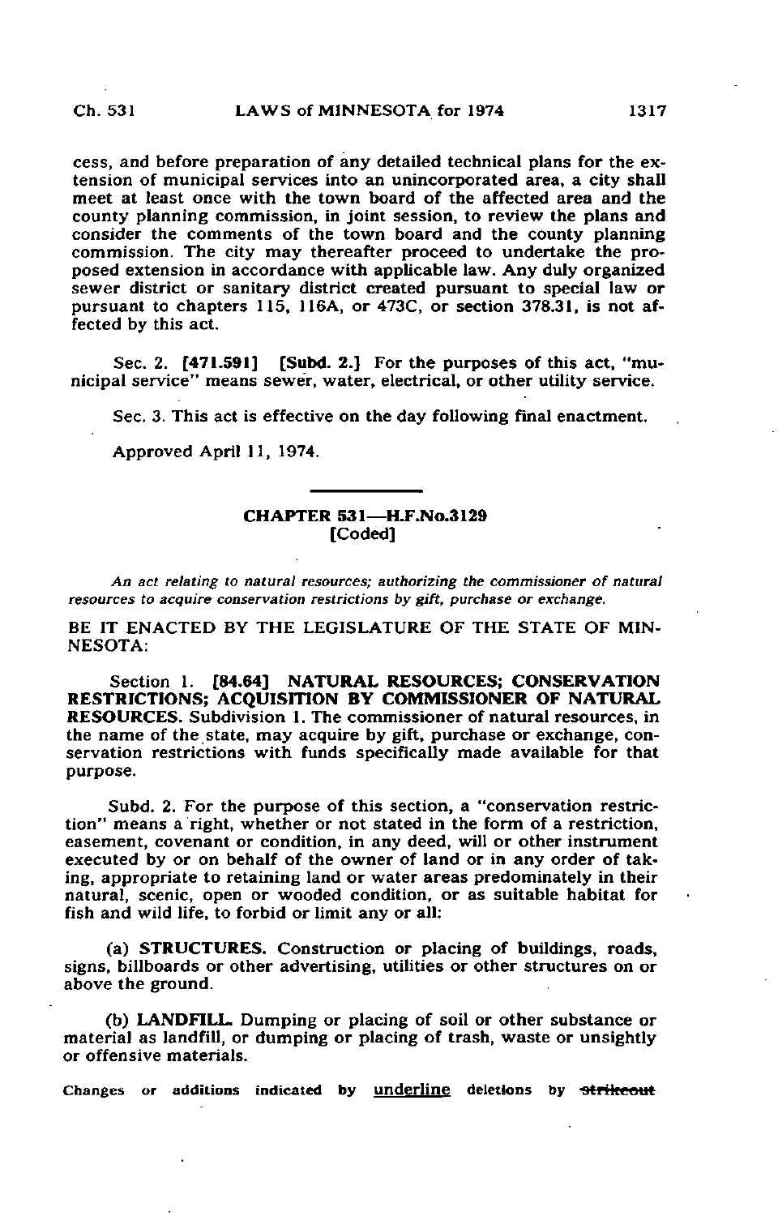cess, and before preparation of any detailed technical plans for the extension of municipal services into an unincorporated area, a city shall meet at least once with the town board of the affected area and the county planning commission, in joint session, to review the plans and consider the comments of the town board and the county planning commission. The city may thereafter proceed to undertake the proposed extension in accordance with applicable law. Any duly organized sewer district or sanitary district created pursuant to special law or pursuant to chapters 115, 116A, or 473C, or section 378.31, is not affected by this act.

Sec. 2. **[471.591]** [Subd. 2.] For the purposes of this act, "municipal service" means sewer, water, electrical, or other utility service.

Sec. 3. This act is effective on the day following final enactment.

Approved April 11, 1974.

## CHAPTER 531—H.F.No.3129
**[Coded]**

*An act relating to natural resources; authorizing the commissioner of natural resources to acquire conservation restrictions by gift, purchase or exchange.*

BE IT ENACTED BY THE LEGISLATURE OF THE STATE OF MINNESOTA:

Section 1. **[84.64] NATURAL RESOURCES; CONSERVATION RESTRICTIONS; ACQUISITION BY COMMISSIONER OF NATURAL RESOURCES.** Subdivision 1. The commissioner of natural resources, in the name of the state, may acquire by gift, purchase or exchange, conservation restrictions with funds specifically made available for that purpose.

Subd. 2. For the purpose of this section, a "conservation restriction" means a right, whether or not stated in the form of a restriction, easement, covenant or condition, in any deed, will or other instrument executed by or on behalf of the owner of land or in any order of taking, appropriate to retaining land or water areas predominately in their natural, scenic, open or wooded condition, or as suitable habitat for fish and wild life, to forbid or limit any or all:

(a) **STRUCTURES.** Construction or placing of buildings, roads, signs, billboards or other advertising, utilities or other structures on or above the ground.

(b) **LANDFILL.** Dumping or placing of soil or other substance or material as landfill, or dumping or placing of trash, waste or unsightly or offensive materials.

Changes or additions indicated by underline deletions by ~~strikeout~~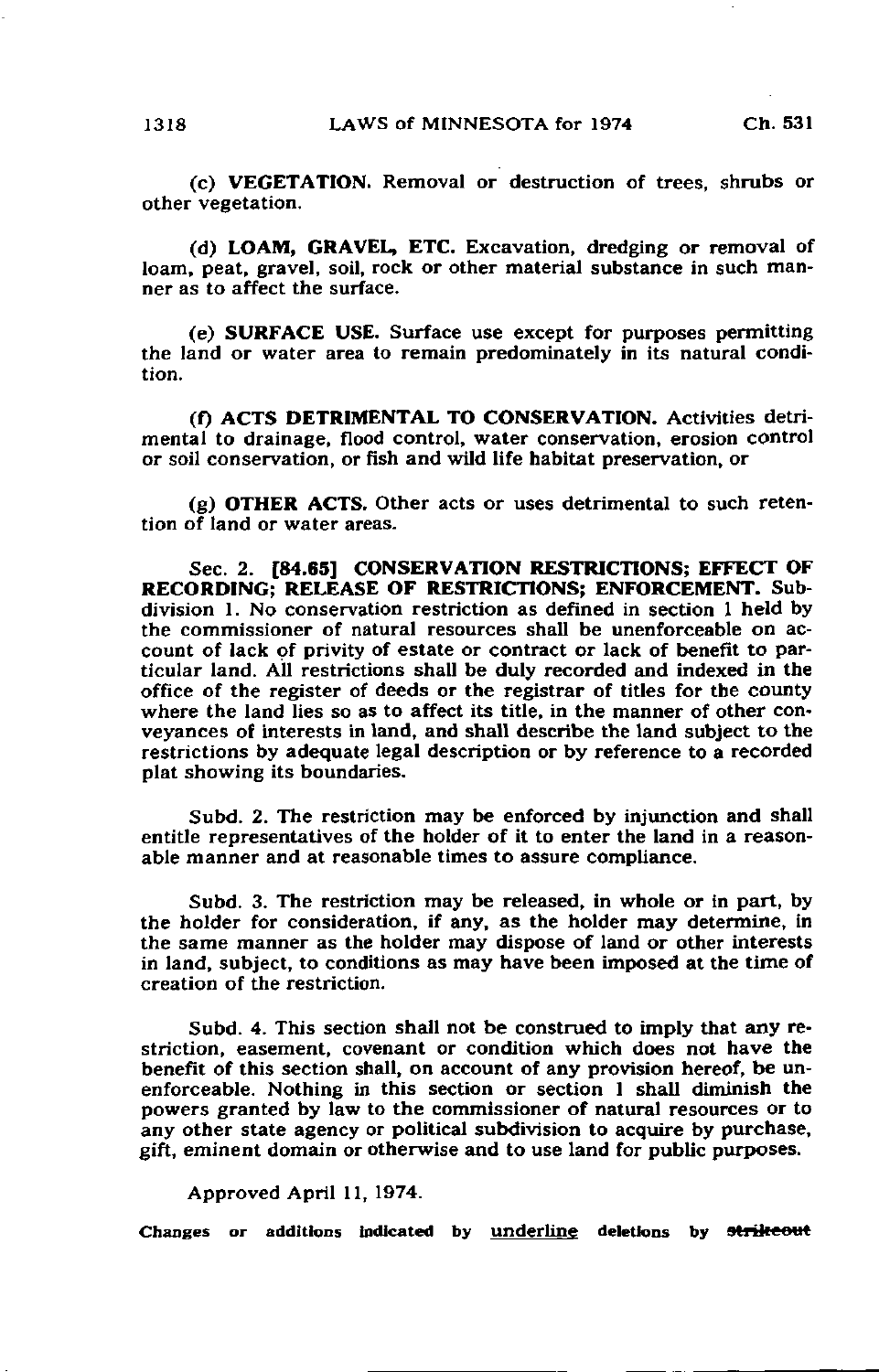(c) **VEGETATION.** Removal or destruction of trees, shrubs or other vegetation.

(d) **LOAM, GRAVEL, ETC.** Excavation, dredging or removal of loam, peat, gravel, soil, rock or other material substance in such manner as to affect the surface.

(e) **SURFACE USE.** Surface use except for purposes permitting the land or water area to remain predominately in its natural condition.

(f) **ACTS DETRIMENTAL TO CONSERVATION.** Activities detrimental to drainage, flood control, water conservation, erosion control or soil conservation, or fish and wild life habitat preservation, or

(g) **OTHER ACTS.** Other acts or uses detrimental to such retention of land or water areas.

Sec. 2. **[84.65] CONSERVATION RESTRICTIONS; EFFECT OF RECORDING; RELEASE OF RESTRICTIONS; ENFORCEMENT.** Subdivision 1. No conservation restriction as defined in section 1 held by the commissioner of natural resources shall be unenforceable on account of lack of privity of estate or contract or lack of benefit to particular land. All restrictions shall be duly recorded and indexed in the office of the register of deeds or the registrar of titles for the county where the land lies so as to affect its title, in the manner of other conveyances of interests in land, and shall describe the land subject to the restrictions by adequate legal description or by reference to a recorded plat showing its boundaries.

Subd. 2. The restriction may be enforced by injunction and shall entitle representatives of the holder of it to enter the land in a reasonable manner and at reasonable times to assure compliance.

Subd. 3. The restriction may be released, in whole or in part, by the holder for consideration, if any, as the holder may determine, in the same manner as the holder may dispose of land or other interests in land, subject, to conditions as may have been imposed at the time of creation of the restriction.

Subd. 4. This section shall not be construed to imply that any restriction, easement, covenant or condition which does not have the benefit of this section shall, on account of any provision hereof, be unenforceable. Nothing in this section or section 1 shall diminish the powers granted by law to the commissioner of natural resources or to any other state agency or political subdivision to acquire by purchase, gift, eminent domain or otherwise and to use land for public purposes.

Approved April 11, 1974.

Changes or additions indicated by <u>underline</u> deletions by ~~strikeout~~